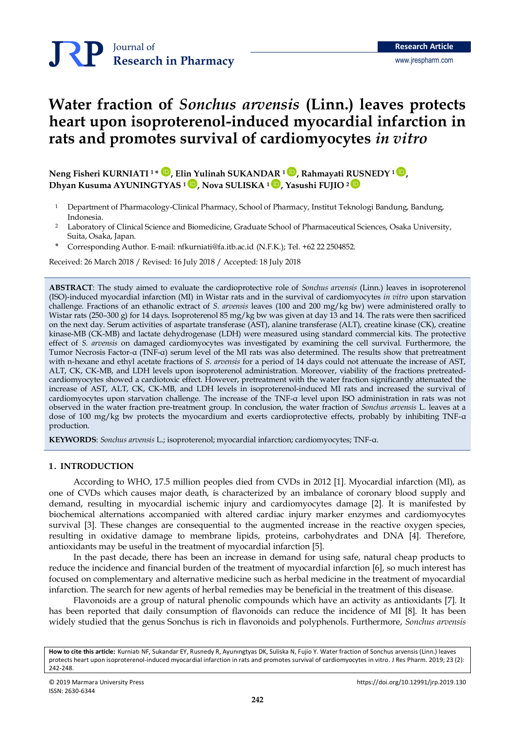Journal of **Research in Pharmacy**

**Research Article**

www.jrespharm.com

# Water fraction of *Sonchus arvensis* (Linn.) leaves protects heart upon isoproterenol-induced myocardial infarction in rats and promotes survival of cardiomyocytes *in vitro*

**Neng Fisheri KURNIATI [1]\*, Elin Yulinah SUKANDAR [1], Rahmayati RUSNEDY [1], Dhyan Kusuma AYUNINGTYAS [1], Nova SULISKA [1], Yasushi FUJIO [2]**

[1] Department of Pharmacology-Clinical Pharmacy, School of Pharmacy, Institut Teknologi Bandung, Bandung, Indonesia.

[2] Laboratory of Clinical Science and Biomedicine, Graduate School of Pharmaceutical Sciences, Osaka University, Suita, Osaka, Japan.

\* Corresponding Author. E-mail: nfkurniati@fa.itb.ac.id (N.F.K.); Tel. +62 22 2504852.

Received: 26 March 2018 / Revised: 16 July 2018 / Accepted: 18 July 2018

**ABSTRACT**: The study aimed to evaluate the cardioprotective role of *Sonchus arvensis* (Linn.) leaves in isoproterenol (ISO)-induced myocardial infarction (MI) in Wistar rats and in the survival of cardiomyocytes *in vitro* upon starvation challenge. Fractions of an ethanolic extract of *S. arvensis* leaves (100 and 200 mg/kg bw) were administered orally to Wistar rats (250–300 g) for 14 days. Isoproterenol 85 mg/kg bw was given at day 13 and 14. The rats were then sacrificed on the next day. Serum activities of aspartate transferase (AST), alanine transferase (ALT), creatine kinase (CK), creatine kinase-MB (CK-MB) and lactate dehydrogenase (LDH) were measured using standard commercial kits. The protective effect of *S. arvensis* on damaged cardiomyocytes was investigated by examining the cell survival. Furthermore, the Tumor Necrosis Factor-α (TNF-α) serum level of the MI rats was also determined. The results show that pretreatment with n-hexane and ethyl acetate fractions of *S. arvensis* for a period of 14 days could not attenuate the increase of AST, ALT, CK, CK-MB, and LDH levels upon isoproterenol administration. Moreover, viability of the fractions pretreated-cardiomyocytes showed a cardiotoxic effect. However, pretreatment with the water fraction significantly attenuated the increase of AST, ALT, CK, CK-MB, and LDH levels in isoproterenol-induced MI rats and increased the survival of cardiomyocytes upon starvation challenge. The increase of the TNF-α level upon ISO administration in rats was not observed in the water fraction pre-treatment group. In conclusion, the water fraction of *Sonchus arvensis* L. leaves at a dose of 100 mg/kg bw protects the myocardium and exerts cardioprotective effects, probably by inhibiting TNF-α production.

**KEYWORDS**: *Sonchus arvensis* L.; isoproterenol; myocardial infarction; cardiomyocytes; TNF-α.

## 1. INTRODUCTION

According to WHO, 17.5 million peoples died from CVDs in 2012 [1]. Myocardial infarction (MI), as one of CVDs which causes major death, is characterized by an imbalance of coronary blood supply and demand, resulting in myocardial ischemic injury and cardiomyocytes damage [2]. It is manifested by biochemical alternations accompanied with altered cardiac injury marker enzymes and cardiomyocytes survival [3]. These changes are consequential to the augmented increase in the reactive oxygen species, resulting in oxidative damage to membrane lipids, proteins, carbohydrates and DNA [4]. Therefore, antioxidants may be useful in the treatment of myocardial infarction [5].

In the past decade, there has been an increase in demand for using safe, natural cheap products to reduce the incidence and financial burden of the treatment of myocardial infarction [6], so much interest has focused on complementary and alternative medicine such as herbal medicine in the treatment of myocardial infarction. The search for new agents of herbal remedies may be beneficial in the treatment of this disease.

Flavonoids are a group of natural phenolic compounds which have an activity as antioxidants [7]. It has been reported that daily consumption of flavonoids can reduce the incidence of MI [8]. It has been widely studied that the genus Sonchus is rich in flavonoids and polyphenols. Furthermore, *Sonchus arvensis*

**How to cite this article:** Kurniatı NF, Sukandar EY, Rusnedy R, Ayunıngtyas DK, Suliska N, Fujio Y. Water fraction of Sonchus arvensis (Linn.) leaves protects heart upon isoproterenol-induced myocardial infarction in rats and promotes survival of cardiomyocytes in vitro. J Res Pharm. 2019; 23 (2): 242-248.

© 2019 Marmara University Press
ISSN: 2630-6344

https://doi.org/10.12991/jrp.2019.130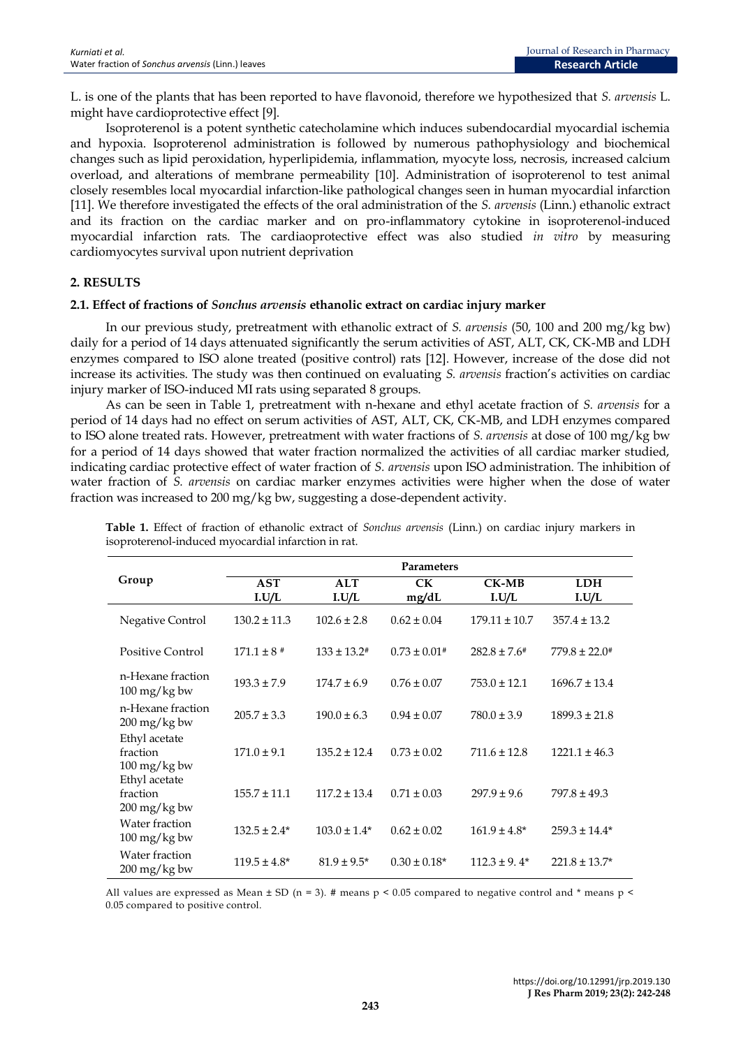L. is one of the plants that has been reported to have flavonoid, therefore we hypothesized that *S. arvensis* L. might have cardioprotective effect [9].

Isoproterenol is a potent synthetic catecholamine which induces subendocardial myocardial ischemia and hypoxia. Isoproterenol administration is followed by numerous pathophysiology and biochemical changes such as lipid peroxidation, hyperlipidemia, inflammation, myocyte loss, necrosis, increased calcium overload, and alterations of membrane permeability [10]. Administration of isoproterenol to test animal closely resembles local myocardial infarction-like pathological changes seen in human myocardial infarction [11]. We therefore investigated the effects of the oral administration of the *S. arvensis* (Linn.) ethanolic extract and its fraction on the cardiac marker and on pro-inflammatory cytokine in isoproterenol-induced myocardial infarction rats. The cardiaoprotective effect was also studied *in vitro* by measuring cardiomyocytes survival upon nutrient deprivation

## 2. RESULTS

### 2.1. Effect of fractions of *Sonchus arvensis* ethanolic extract on cardiac injury marker

In our previous study, pretreatment with ethanolic extract of *S. arvensis* (50, 100 and 200 mg/kg bw) daily for a period of 14 days attenuated significantly the serum activities of AST, ALT, CK, CK-MB and LDH enzymes compared to ISO alone treated (positive control) rats [12]. However, increase of the dose did not increase its activities. The study was then continued on evaluating *S. arvensis* fraction's activities on cardiac injury marker of ISO-induced MI rats using separated 8 groups.

As can be seen in Table 1, pretreatment with n-hexane and ethyl acetate fraction of *S. arvensis* for a period of 14 days had no effect on serum activities of AST, ALT, CK, CK-MB, and LDH enzymes compared to ISO alone treated rats. However, pretreatment with water fractions of *S. arvensis* at dose of 100 mg/kg bw for a period of 14 days showed that water fraction normalized the activities of all cardiac marker studied, indicating cardiac protective effect of water fraction of *S. arvensis* upon ISO administration. The inhibition of water fraction of *S. arvensis* on cardiac marker enzymes activities were higher when the dose of water fraction was increased to 200 mg/kg bw, suggesting a dose-dependent activity.

**Table 1.** Effect of fraction of ethanolic extract of *Sonchus arvensis* (Linn.) on cardiac injury markers in isoproterenol-induced myocardial infarction in rat.

| Group | Parameters | | | | |
|---|---|---|---|---|---|
| | AST I.U/L | ALT I.U/L | CK mg/dL | CK-MB I.U/L | LDH I.U/L |
| Negative Control | 130.2 ± 11.3 | 102.6 ± 2.8 | 0.62 ± 0.04 | 179.11 ± 10.7 | 357.4 ± 13.2 |
| Positive Control | 171.1 ± 8 # | 133 ± 13.2# | 0.73 ± 0.01# | 282.8 ± 7.6# | 779.8 ± 22.0# |
| n-Hexane fraction 100 mg/kg bw | 193.3 ± 7.9 | 174.7 ± 6.9 | 0.76 ± 0.07 | 753.0 ± 12.1 | 1696.7 ± 13.4 |
| n-Hexane fraction 200 mg/kg bw | 205.7 ± 3.3 | 190.0 ± 6.3 | 0.94 ± 0.07 | 780.0 ± 3.9 | 1899.3 ± 21.8 |
| Ethyl acetate fraction 100 mg/kg bw | 171.0 ± 9.1 | 135.2 ± 12.4 | 0.73 ± 0.02 | 711.6 ± 12.8 | 1221.1 ± 46.3 |
| Ethyl acetate fraction 200 mg/kg bw | 155.7 ± 11.1 | 117.2 ± 13.4 | 0.71 ± 0.03 | 297.9 ± 9.6 | 797.8 ± 49.3 |
| Water fraction 100 mg/kg bw | 132.5 ± 2.4* | 103.0 ± 1.4* | 0.62 ± 0.02 | 161.9 ± 4.8* | 259.3 ± 14.4* |
| Water fraction 200 mg/kg bw | 119.5 ± 4.8* | 81.9 ± 9.5* | 0.30 ± 0.18* | 112.3 ± 9. 4* | 221.8 ± 13.7* |

All values are expressed as Mean ± SD (n = 3). # means $p < 0.05$ compared to negative control and * means $p < 0.05$ compared to positive control.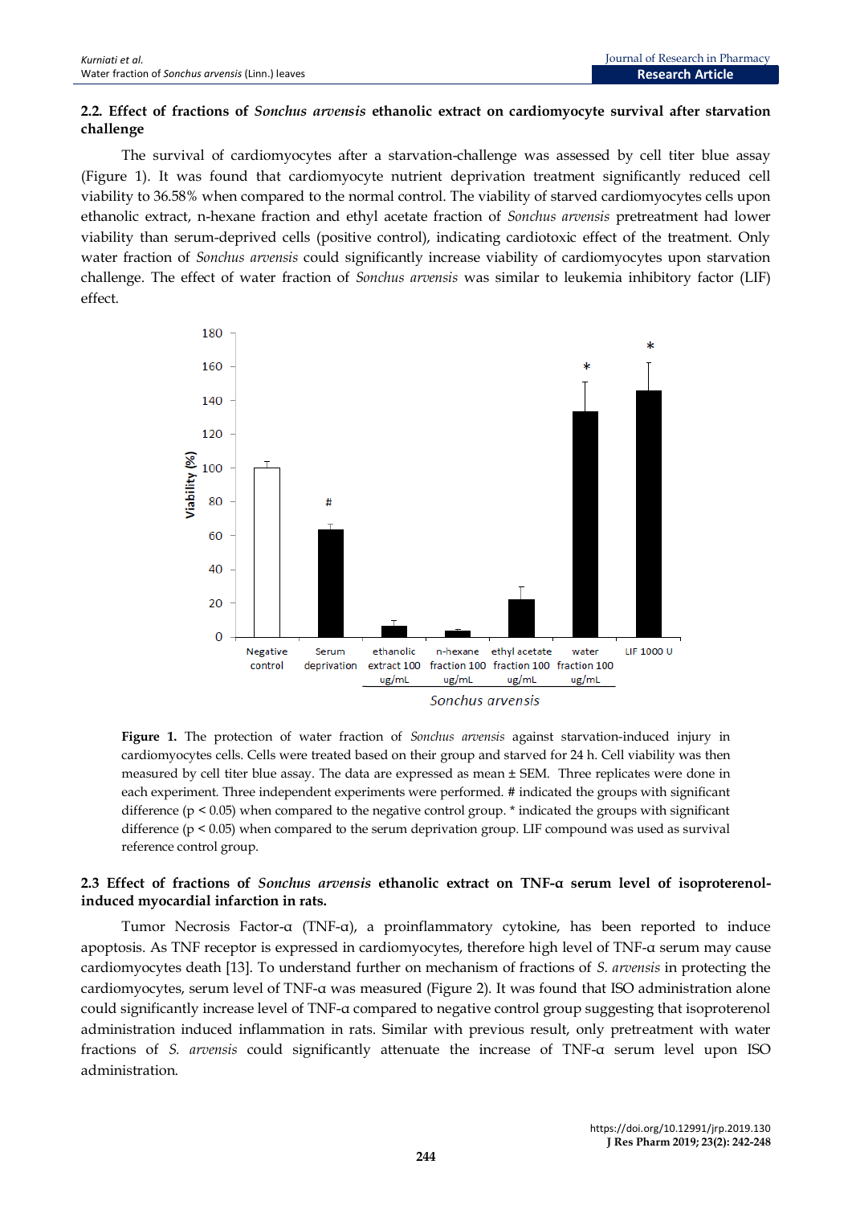### 2.2. Effect of fractions of *Sonchus arvensis* ethanolic extract on cardiomyocyte survival after starvation challenge

The survival of cardiomyocytes after a starvation-challenge was assessed by cell titer blue assay (Figure 1). It was found that cardiomyocyte nutrient deprivation treatment significantly reduced cell viability to 36.58% when compared to the normal control. The viability of starved cardiomyocytes cells upon ethanolic extract, n-hexane fraction and ethyl acetate fraction of *Sonchus arvensis* pretreatment had lower viability than serum-deprived cells (positive control), indicating cardiotoxic effect of the treatment. Only water fraction of *Sonchus arvensis* could significantly increase viability of cardiomyocytes upon starvation challenge. The effect of water fraction of *Sonchus arvensis* was similar to leukemia inhibitory factor (LIF) effect.

**Figure 1.** The protection of water fraction of *Sonchus arvensis* against starvation-induced injury in cardiomyocytes cells. Cells were treated based on their group and starved for 24 h. Cell viability was then measured by cell titer blue assay. The data are expressed as mean ± SEM. Three replicates were done in each experiment. Three independent experiments were performed. # indicated the groups with significant difference ($p < 0.05$) when compared to the negative control group. * indicated the groups with significant difference ($p < 0.05$) when compared to the serum deprivation group. LIF compound was used as survival reference control group.

### 2.3 Effect of fractions of *Sonchus arvensis* ethanolic extract on TNF-α serum level of isoproterenol-induced myocardial infarction in rats.

Tumor Necrosis Factor-α (TNF-α), a proinflammatory cytokine, has been reported to induce apoptosis. As TNF receptor is expressed in cardiomyocytes, therefore high level of TNF-α serum may cause cardiomyocytes death [13]. To understand further on mechanism of fractions of *S. arvensis* in protecting the cardiomyocytes, serum level of TNF-α was measured (Figure 2). It was found that ISO administration alone could significantly increase level of TNF-α compared to negative control group suggesting that isoproterenol administration induced inflammation in rats. Similar with previous result, only pretreatment with water fractions of *S. arvensis* could significantly attenuate the increase of TNF-α serum level upon ISO administration.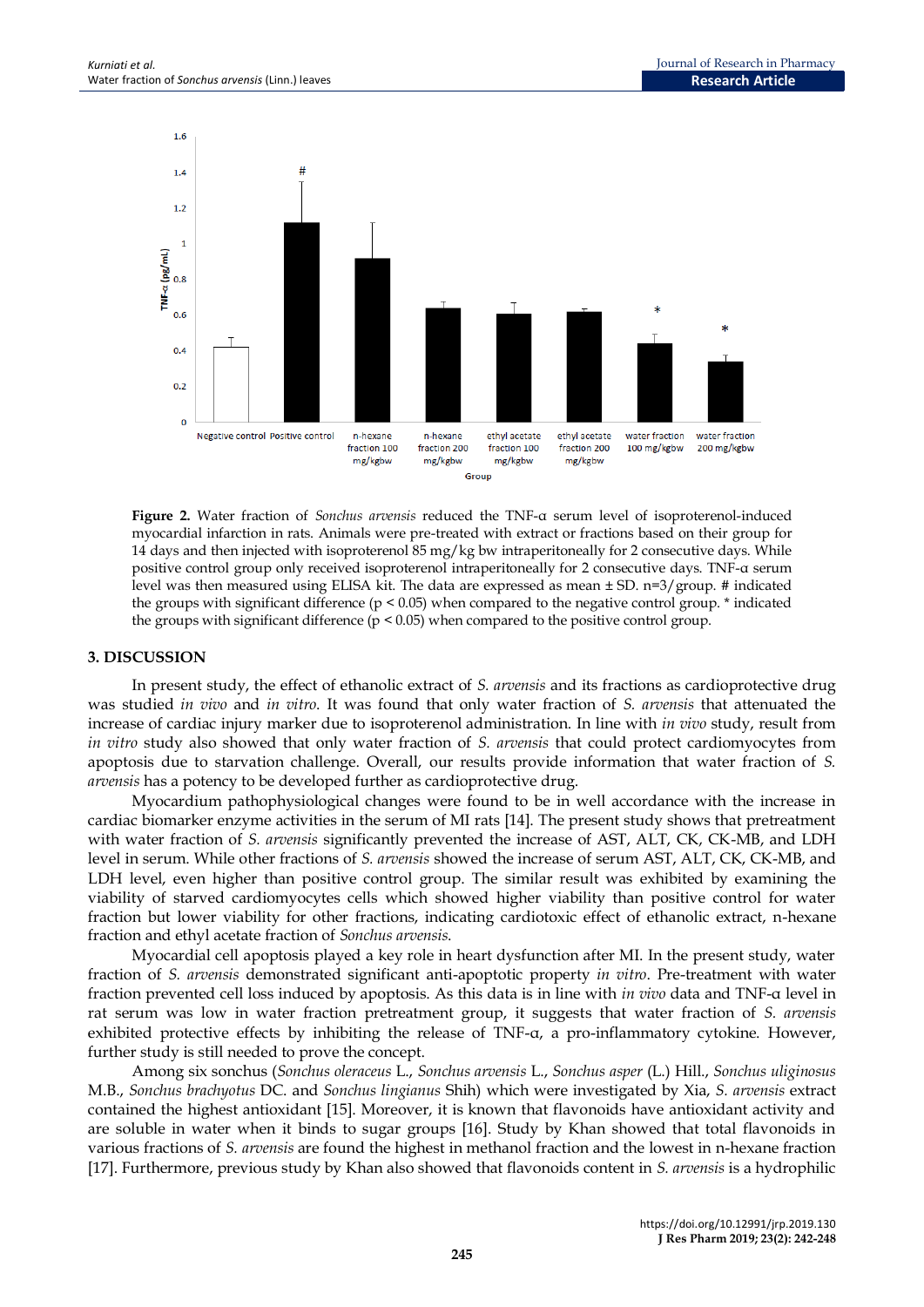Figure 2. Water fraction of *Sonchus arvensis* reduced the TNF-α serum level of isoproterenol-induced myocardial infarction in rats. Animals were pre-treated with extract or fractions based on their group for 14 days and then injected with isoproterenol 85 mg/kg bw intraperitoneally for 2 consecutive days. While positive control group only received isoproterenol intraperitoneally for 2 consecutive days. TNF-α serum level was then measured using ELISA kit. The data are expressed as mean ± SD. n=3/group. # indicated the groups with significant difference ($p < 0.05$) when compared to the negative control group. * indicated the groups with significant difference ($p < 0.05$) when compared to the positive control group.

## 3. DISCUSSION

In present study, the effect of ethanolic extract of *S. arvensis* and its fractions as cardioprotective drug was studied *in vivo* and *in vitro*. It was found that only water fraction of *S. arvensis* that attenuated the increase of cardiac injury marker due to isoproterenol administration. In line with *in vivo* study, result from *in vitro* study also showed that only water fraction of *S. arvensis* that could protect cardiomyocytes from apoptosis due to starvation challenge. Overall, our results provide information that water fraction of *S. arvensis* has a potency to be developed further as cardioprotective drug.

Myocardium pathophysiological changes were found to be in well accordance with the increase in cardiac biomarker enzyme activities in the serum of MI rats [14]. The present study shows that pretreatment with water fraction of *S. arvensis* significantly prevented the increase of AST, ALT, CK, CK-MB, and LDH level in serum. While other fractions of *S. arvensis* showed the increase of serum AST, ALT, CK, CK-MB, and LDH level, even higher than positive control group. The similar result was exhibited by examining the viability of starved cardiomyocytes cells which showed higher viability than positive control for water fraction but lower viability for other fractions, indicating cardiotoxic effect of ethanolic extract, n-hexane fraction and ethyl acetate fraction of *Sonchus arvensis*.

Myocardial cell apoptosis played a key role in heart dysfunction after MI. In the present study, water fraction of *S. arvensis* demonstrated significant anti-apoptotic property *in vitro*. Pre-treatment with water fraction prevented cell loss induced by apoptosis. As this data is in line with *in vivo* data and TNF-α level in rat serum was low in water fraction pretreatment group, it suggests that water fraction of *S. arvensis* exhibited protective effects by inhibiting the release of TNF-α, a pro-inflammatory cytokine. However, further study is still needed to prove the concept.

Among six sonchus (*Sonchus oleraceus* L., *Sonchus arvensis* L., *Sonchus asper* (L.) Hill., *Sonchus uliginosus* M.B., *Sonchus brachyotus* DC. and *Sonchus lingianus* Shih) which were investigated by Xia, *S. arvensis* extract contained the highest antioxidant [15]. Moreover, it is known that flavonoids have antioxidant activity and are soluble in water when it binds to sugar groups [16]. Study by Khan showed that total flavonoids in various fractions of *S. arvensis* are found the highest in methanol fraction and the lowest in n-hexane fraction [17]. Furthermore, previous study by Khan also showed that flavonoids content in *S. arvensis* is a hydrophilic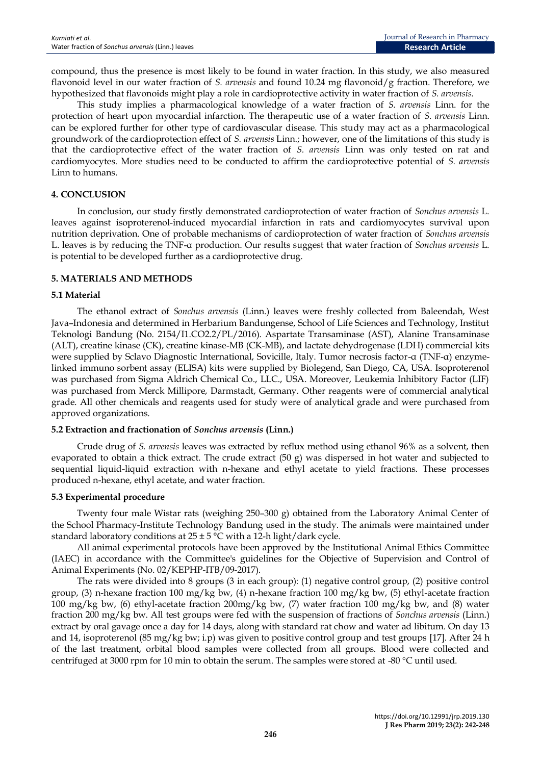compound, thus the presence is most likely to be found in water fraction. In this study, we also measured flavonoid level in our water fraction of *S. arvensis* and found 10.24 mg flavonoid/g fraction. Therefore, we hypothesized that flavonoids might play a role in cardioprotective activity in water fraction of *S. arvensis*.

This study implies a pharmacological knowledge of a water fraction of *S. arvensis* Linn. for the protection of heart upon myocardial infarction. The therapeutic use of a water fraction of *S. arvensis* Linn. can be explored further for other type of cardiovascular disease. This study may act as a pharmacological groundwork of the cardioprotection effect of *S. arvensis* Linn.; however, one of the limitations of this study is that the cardioprotective effect of the water fraction of *S. arvensis* Linn was only tested on rat and cardiomyocytes. More studies need to be conducted to affirm the cardioprotective potential of *S. arvensis* Linn to humans.

## 4. CONCLUSION

In conclusion, our study firstly demonstrated cardioprotection of water fraction of *Sonchus arvensis* L. leaves against isoproterenol-induced myocardial infarction in rats and cardiomyocytes survival upon nutrition deprivation. One of probable mechanisms of cardioprotection of water fraction of *Sonchus arvensis* L. leaves is by reducing the TNF-α production. Our results suggest that water fraction of *Sonchus arvensis* L. is potential to be developed further as a cardioprotective drug.

## 5. MATERIALS AND METHODS

### 5.1 Material

The ethanol extract of *Sonchus arvensis* (Linn.) leaves were freshly collected from Baleendah, West Java–Indonesia and determined in Herbarium Bandungense, School of Life Sciences and Technology, Institut Teknologi Bandung (No. 2154/I1.CO2.2/PL/2016). Aspartate Transaminase (AST), Alanine Transaminase (ALT), creatine kinase (CK), creatine kinase-MB (CK-MB), and lactate dehydrogenase (LDH) commercial kits were supplied by Sclavo Diagnostic International, Sovicille, Italy. Tumor necrosis factor-α (TNF-α) enzyme-linked immuno sorbent assay (ELISA) kits were supplied by Biolegend, San Diego, CA, USA. Isoproterenol was purchased from Sigma Aldrich Chemical Co., LLC., USA. Moreover, Leukemia Inhibitory Factor (LIF) was purchased from Merck Millipore, Darmstadt, Germany. Other reagents were of commercial analytical grade. All other chemicals and reagents used for study were of analytical grade and were purchased from approved organizations.

### 5.2 Extraction and fractionation of *Sonchus arvensis* (Linn.)

Crude drug of *S. arvensis* leaves was extracted by reflux method using ethanol 96% as a solvent, then evaporated to obtain a thick extract. The crude extract (50 g) was dispersed in hot water and subjected to sequential liquid-liquid extraction with n-hexane and ethyl acetate to yield fractions. These processes produced n-hexane, ethyl acetate, and water fraction.

### 5.3 Experimental procedure

Twenty four male Wistar rats (weighing 250–300 g) obtained from the Laboratory Animal Center of the School Pharmacy-Institute Technology Bandung used in the study. The animals were maintained under standard laboratory conditions at 25 ± 5 °C with a 12-h light/dark cycle.

All animal experimental protocols have been approved by the Institutional Animal Ethics Committee (IAEC) in accordance with the Committee's guidelines for the Objective of Supervision and Control of Animal Experiments (No. 02/KEPHP-ITB/09-2017).

The rats were divided into 8 groups (3 in each group): (1) negative control group, (2) positive control group, (3) n-hexane fraction 100 mg/kg bw, (4) n-hexane fraction 100 mg/kg bw, (5) ethyl-acetate fraction 100 mg/kg bw, (6) ethyl-acetate fraction 200mg/kg bw, (7) water fraction 100 mg/kg bw, and (8) water fraction 200 mg/kg bw. All test groups were fed with the suspension of fractions of *Sonchus arvensis* (Linn.) extract by oral gavage once a day for 14 days, along with standard rat chow and water ad libitum. On day 13 and 14, isoproterenol (85 mg/kg bw; i.p) was given to positive control group and test groups [17]. After 24 h of the last treatment, orbital blood samples were collected from all groups. Blood were collected and centrifuged at 3000 rpm for 10 min to obtain the serum. The samples were stored at -80 °C until used.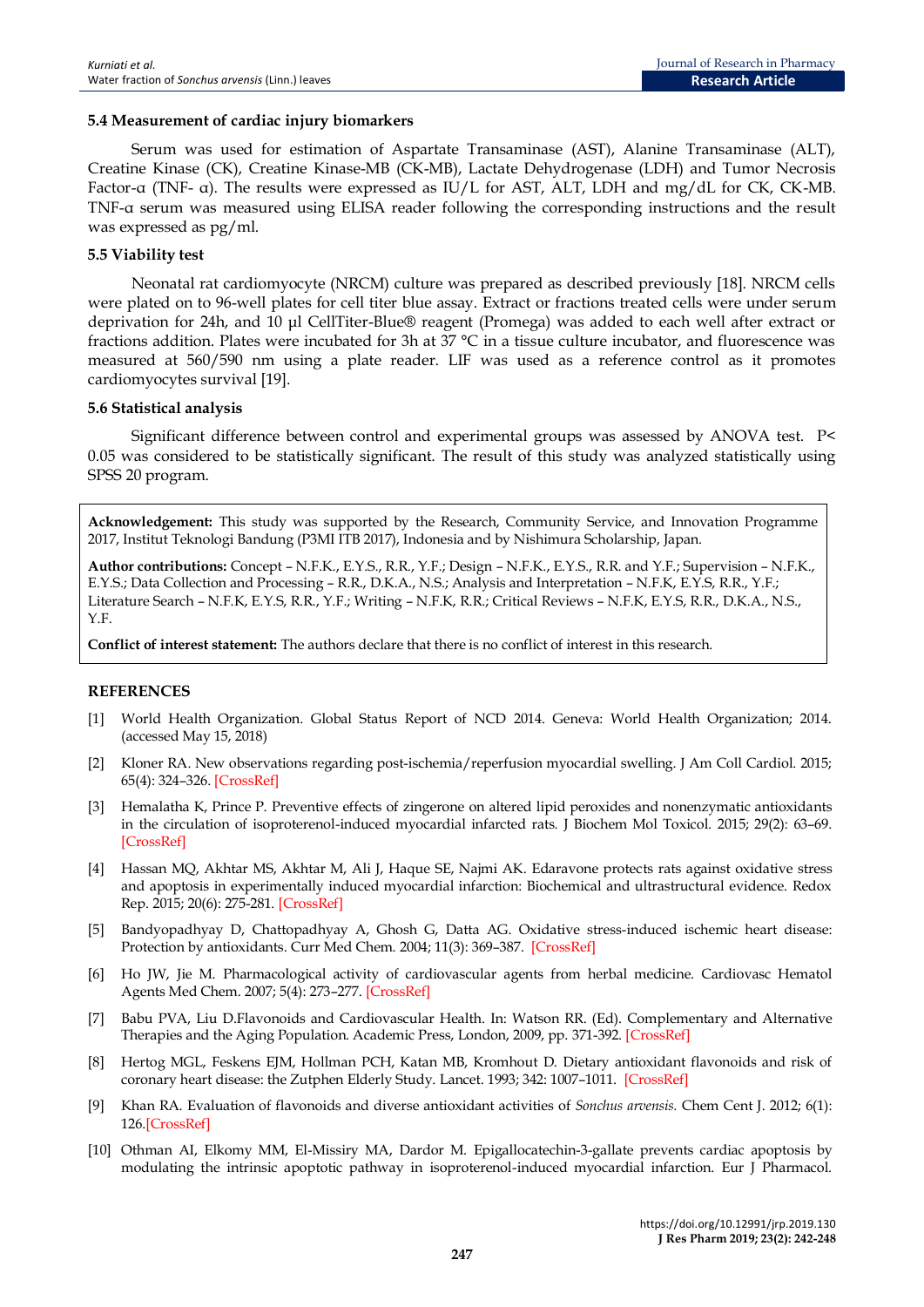### 5.4 Measurement of cardiac injury biomarkers

Serum was used for estimation of Aspartate Transaminase (AST), Alanine Transaminase (ALT), Creatine Kinase (CK), Creatine Kinase-MB (CK-MB), Lactate Dehydrogenase (LDH) and Tumor Necrosis Factor-α (TNF- α). The results were expressed as IU/L for AST, ALT, LDH and mg/dL for CK, CK-MB. TNF-α serum was measured using ELISA reader following the corresponding instructions and the result was expressed as pg/ml.

### 5.5 Viability test

Neonatal rat cardiomyocyte (NRCM) culture was prepared as described previously [18]. NRCM cells were plated on to 96-well plates for cell titer blue assay. Extract or fractions treated cells were under serum deprivation for 24h, and 10 µl CellTiter-Blue® reagent (Promega) was added to each well after extract or fractions addition. Plates were incubated for 3h at 37 °C in a tissue culture incubator, and fluorescence was measured at 560/590 nm using a plate reader. LIF was used as a reference control as it promotes cardiomyocytes survival [19].

### 5.6 Statistical analysis

Significant difference between control and experimental groups was assessed by ANOVA test. $P < 0.05$ was considered to be statistically significant. The result of this study was analyzed statistically using SPSS 20 program.

**Acknowledgement:** This study was supported by the Research, Community Service, and Innovation Programme 2017, Institut Teknologi Bandung (P3MI ITB 2017), Indonesia and by Nishimura Scholarship, Japan.

**Author contributions:** Concept – N.F.K., E.Y.S., R.R., Y.F.; Design – N.F.K., E.Y.S., R.R. and Y.F.; Supervision – N.F.K., E.Y.S.; Data Collection and Processing – R.R., D.K.A., N.S.; Analysis and Interpretation – N.F.K, E.Y.S, R.R., Y.F.; Literature Search – N.F.K, E.Y.S, R.R., Y.F.; Writing – N.F.K, R.R.; Critical Reviews – N.F.K, E.Y.S, R.R., D.K.A., N.S., Y.F.

**Conflict of interest statement:** The authors declare that there is no conflict of interest in this research.

## REFERENCES

[1] World Health Organization. Global Status Report of NCD 2014. Geneva: World Health Organization; 2014. (accessed May 15, 2018)

[2] Kloner RA. New observations regarding post-ischemia/reperfusion myocardial swelling. J Am Coll Cardiol. 2015; 65(4): 324–326. [CrossRef]

[3] Hemalatha K, Prince P. Preventive effects of zingerone on altered lipid peroxides and nonenzymatic antioxidants in the circulation of isoproterenol-induced myocardial infarcted rats. J Biochem Mol Toxicol. 2015; 29(2): 63–69. [CrossRef]

[4] Hassan MQ, Akhtar MS, Akhtar M, Ali J, Haque SE, Najmi AK. Edaravone protects rats against oxidative stress and apoptosis in experimentally induced myocardial infarction: Biochemical and ultrastructural evidence. Redox Rep. 2015; 20(6): 275-281. [CrossRef]

[5] Bandyopadhyay D, Chattopadhyay A, Ghosh G, Datta AG. Oxidative stress-induced ischemic heart disease: Protection by antioxidants. Curr Med Chem. 2004; 11(3): 369–387. [CrossRef]

[6] Ho JW, Jie M. Pharmacological activity of cardiovascular agents from herbal medicine. Cardiovasc Hematol Agents Med Chem. 2007; 5(4): 273–277. [CrossRef]

[7] Babu PVA, Liu D.Flavonoids and Cardiovascular Health. In: Watson RR. (Ed). Complementary and Alternative Therapies and the Aging Population. Academic Press, London, 2009, pp. 371-392. [CrossRef]

[8] Hertog MGL, Feskens EJM, Hollman PCH, Katan MB, Kromhout D. Dietary antioxidant flavonoids and risk of coronary heart disease: the Zutphen Elderly Study. Lancet. 1993; 342: 1007–1011. [CrossRef]

[9] Khan RA. Evaluation of flavonoids and diverse antioxidant activities of *Sonchus arvensis.* Chem Cent J. 2012; 6(1): 126.[CrossRef]

[10] Othman AI, Elkomy MM, El-Missiry MA, Dardor M. Epigallocatechin-3-gallate prevents cardiac apoptosis by modulating the intrinsic apoptotic pathway in isoproterenol-induced myocardial infarction. Eur J Pharmacol.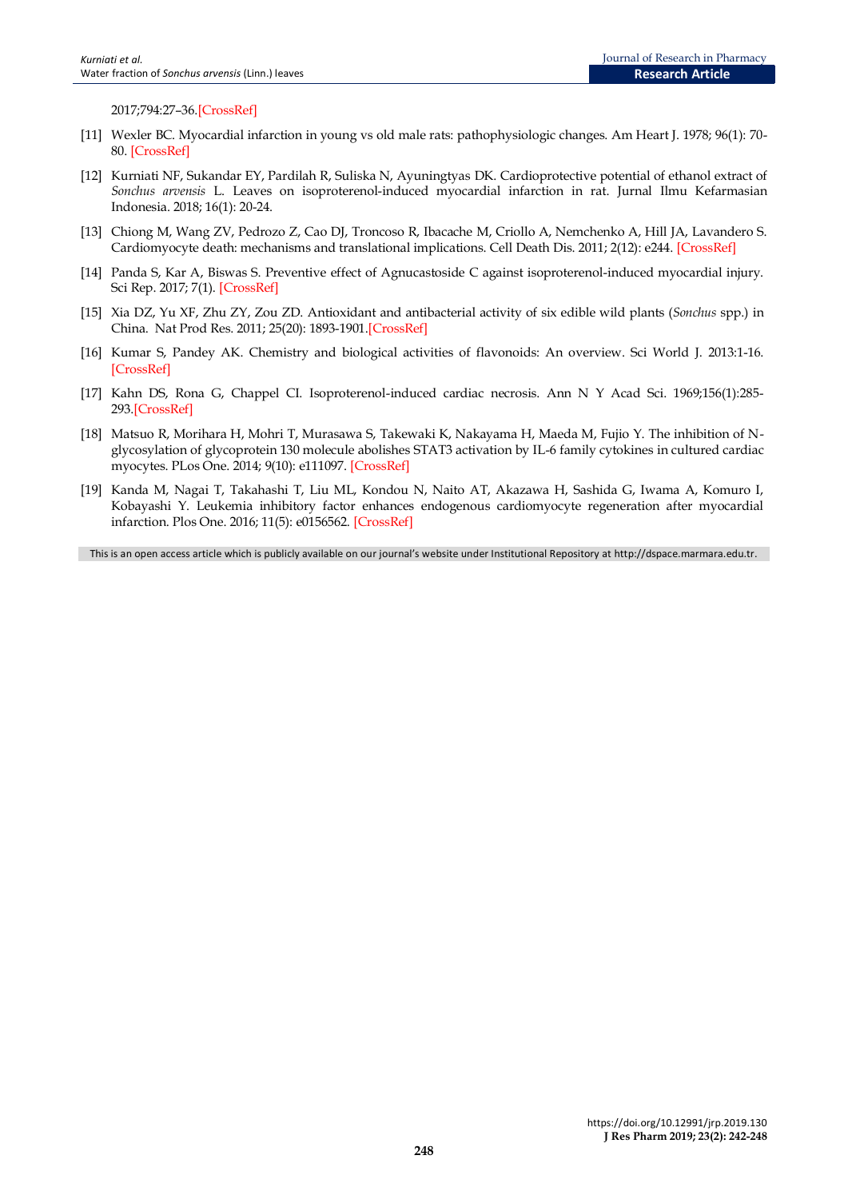2017;794:27–36.[CrossRef]

[11] Wexler BC. Myocardial infarction in young vs old male rats: pathophysiologic changes. Am Heart J. 1978; 96(1): 70-80. [CrossRef]

[12] Kurniati NF, Sukandar EY, Pardilah R, Suliska N, Ayuningtyas DK. Cardioprotective potential of ethanol extract of *Sonchus arvensis* L. Leaves on isoproterenol-induced myocardial infarction in rat. Jurnal Ilmu Kefarmasian Indonesia. 2018; 16(1): 20-24.

[13] Chiong M, Wang ZV, Pedrozo Z, Cao DJ, Troncoso R, Ibacache M, Criollo A, Nemchenko A, Hill JA, Lavandero S. Cardiomyocyte death: mechanisms and translational implications. Cell Death Dis. 2011; 2(12): e244. [CrossRef]

[14] Panda S, Kar A, Biswas S. Preventive effect of Agnucastoside C against isoproterenol-induced myocardial injury. Sci Rep. 2017; 7(1). [CrossRef]

[15] Xia DZ, Yu XF, Zhu ZY, Zou ZD. Antioxidant and antibacterial activity of six edible wild plants (*Sonchus* spp.) in China. Nat Prod Res. 2011; 25(20): 1893-1901.[CrossRef]

[16] Kumar S, Pandey AK. Chemistry and biological activities of flavonoids: An overview. Sci World J. 2013:1-16. [CrossRef]

[17] Kahn DS, Rona G, Chappel CI. Isoproterenol-induced cardiac necrosis. Ann N Y Acad Sci. 1969;156(1):285-293.[CrossRef]

[18] Matsuo R, Morihara H, Mohri T, Murasawa S, Takewaki K, Nakayama H, Maeda M, Fujio Y. The inhibition of N-glycosylation of glycoprotein 130 molecule abolishes STAT3 activation by IL-6 family cytokines in cultured cardiac myocytes. PLos One. 2014; 9(10): e111097. [CrossRef]

[19] Kanda M, Nagai T, Takahashi T, Liu ML, Kondou N, Naito AT, Akazawa H, Sashida G, Iwama A, Komuro I, Kobayashi Y. Leukemia inhibitory factor enhances endogenous cardiomyocyte regeneration after myocardial infarction. Plos One. 2016; 11(5): e0156562. [CrossRef]

This is an open access article which is publicly available on our journal's website under Institutional Repository at http://dspace.marmara.edu.tr.